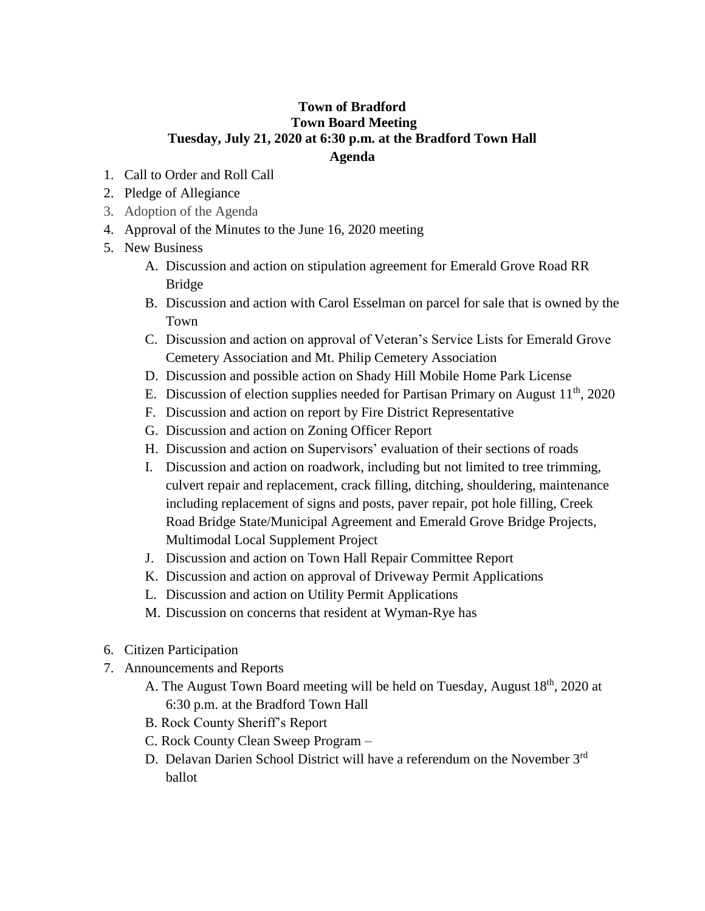**Town of Bradford**
**Town Board Meeting**
**Tuesday, July 21, 2020 at 6:30 p.m. at the Bradford Town Hall**
**Agenda**

1. Call to Order and Roll Call
2. Pledge of Allegiance
3. Adoption of the Agenda
4. Approval of the Minutes to the June 16, 2020 meeting
5. New Business
   - A. Discussion and action on stipulation agreement for Emerald Grove Road RR Bridge
   - B. Discussion and action with Carol Esselman on parcel for sale that is owned by the Town
   - C. Discussion and action on approval of Veteran's Service Lists for Emerald Grove Cemetery Association and Mt. Philip Cemetery Association
   - D. Discussion and possible action on Shady Hill Mobile Home Park License
   - E. Discussion of election supplies needed for Partisan Primary on August 11th, 2020
   - F. Discussion and action on report by Fire District Representative
   - G. Discussion and action on Zoning Officer Report
   - H. Discussion and action on Supervisors' evaluation of their sections of roads
   - I. Discussion and action on roadwork, including but not limited to tree trimming, culvert repair and replacement, crack filling, ditching, shouldering, maintenance including replacement of signs and posts, paver repair, pot hole filling, Creek Road Bridge State/Municipal Agreement and Emerald Grove Bridge Projects, Multimodal Local Supplement Project
   - J. Discussion and action on Town Hall Repair Committee Report
   - K. Discussion and action on approval of Driveway Permit Applications
   - L. Discussion and action on Utility Permit Applications
   - M. Discussion on concerns that resident at Wyman-Rye has
6. Citizen Participation
7. Announcements and Reports
   - A. The August Town Board meeting will be held on Tuesday, August 18th, 2020 at 6:30 p.m. at the Bradford Town Hall
   - B. Rock County Sheriff's Report
   - C. Rock County Clean Sweep Program –
   - D. Delavan Darien School District will have a referendum on the November 3rd ballot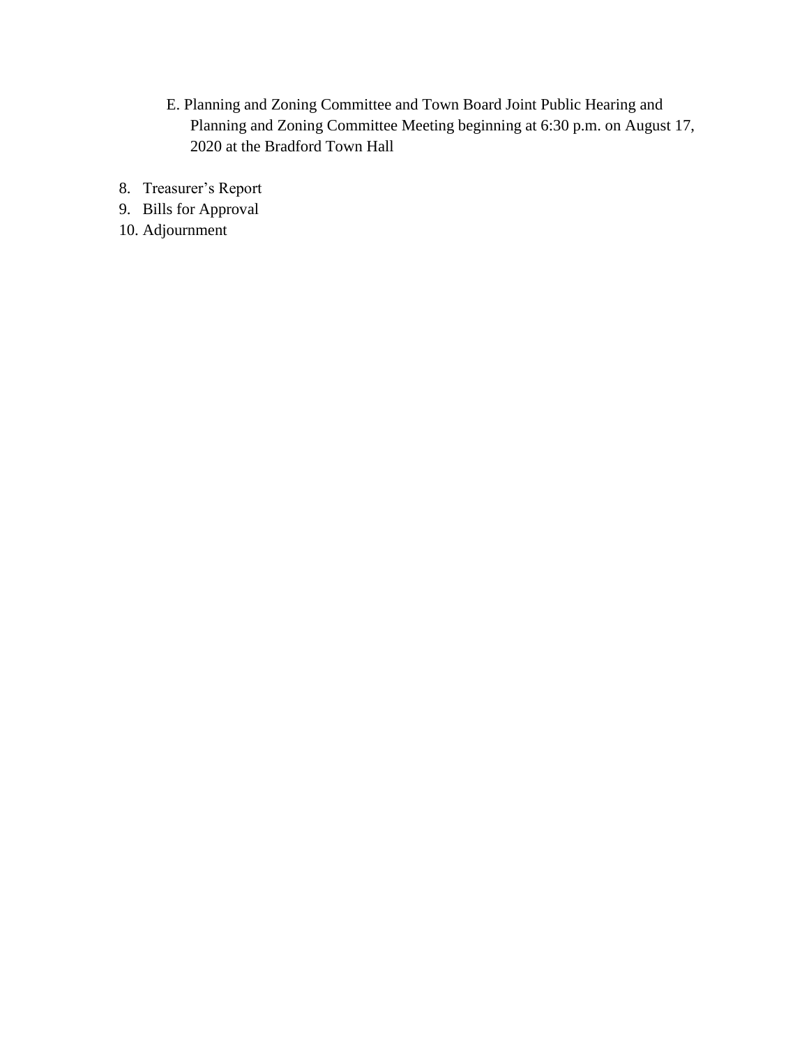E. Planning and Zoning Committee and Town Board Joint Public Hearing and Planning and Zoning Committee Meeting beginning at 6:30 p.m. on August 17, 2020 at the Bradford Town Hall

8. Treasurer's Report
9. Bills for Approval
10. Adjournment